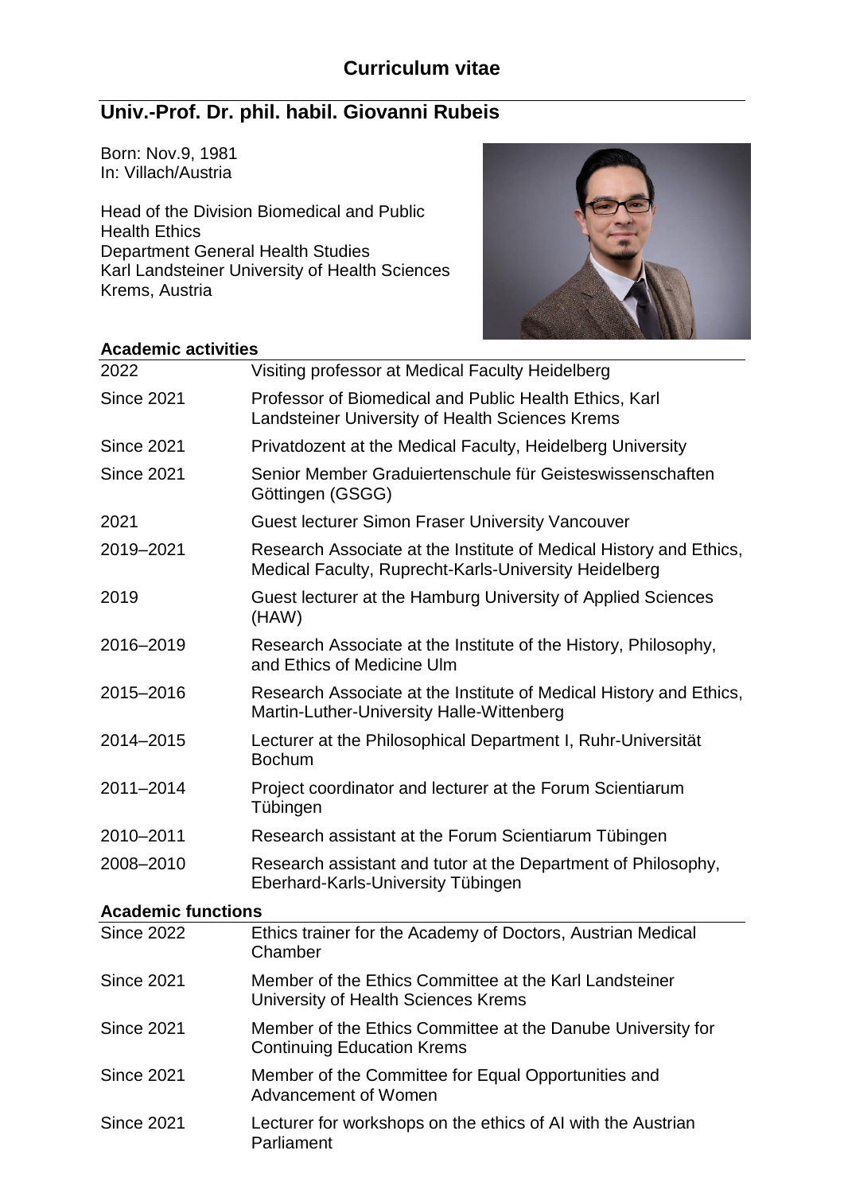# Curriculum vitae

## Univ.-Prof. Dr. phil. habil. Giovanni Rubeis

Born: Nov.9, 1981
In: Villach/Austria

Head of the Division Biomedical and Public Health Ethics
Department General Health Studies
Karl Landsteiner University of Health Sciences
Krems, Austria

### Academic activities

| | |
|---|---|
| 2022 | Visiting professor at Medical Faculty Heidelberg |
| Since 2021 | Professor of Biomedical and Public Health Ethics, Karl Landsteiner University of Health Sciences Krems |
| Since 2021 | Privatdozent at the Medical Faculty, Heidelberg University |
| Since 2021 | Senior Member Graduiertenschule für Geisteswissenschaften Göttingen (GSGG) |
| 2021 | Guest lecturer Simon Fraser University Vancouver |
| 2019–2021 | Research Associate at the Institute of Medical History and Ethics, Medical Faculty, Ruprecht-Karls-University Heidelberg |
| 2019 | Guest lecturer at the Hamburg University of Applied Sciences (HAW) |
| 2016–2019 | Research Associate at the Institute of the History, Philosophy, and Ethics of Medicine Ulm |
| 2015–2016 | Research Associate at the Institute of Medical History and Ethics, Martin-Luther-University Halle-Wittenberg |
| 2014–2015 | Lecturer at the Philosophical Department I, Ruhr-Universität Bochum |
| 2011–2014 | Project coordinator and lecturer at the Forum Scientiarum Tübingen |
| 2010–2011 | Research assistant at the Forum Scientiarum Tübingen |
| 2008–2010 | Research assistant and tutor at the Department of Philosophy, Eberhard-Karls-University Tübingen |

### Academic functions

| | |
|---|---|
| Since 2022 | Ethics trainer for the Academy of Doctors, Austrian Medical Chamber |
| Since 2021 | Member of the Ethics Committee at the Karl Landsteiner University of Health Sciences Krems |
| Since 2021 | Member of the Ethics Committee at the Danube University for Continuing Education Krems |
| Since 2021 | Member of the Committee for Equal Opportunities and Advancement of Women |
| Since 2021 | Lecturer for workshops on the ethics of AI with the Austrian Parliament |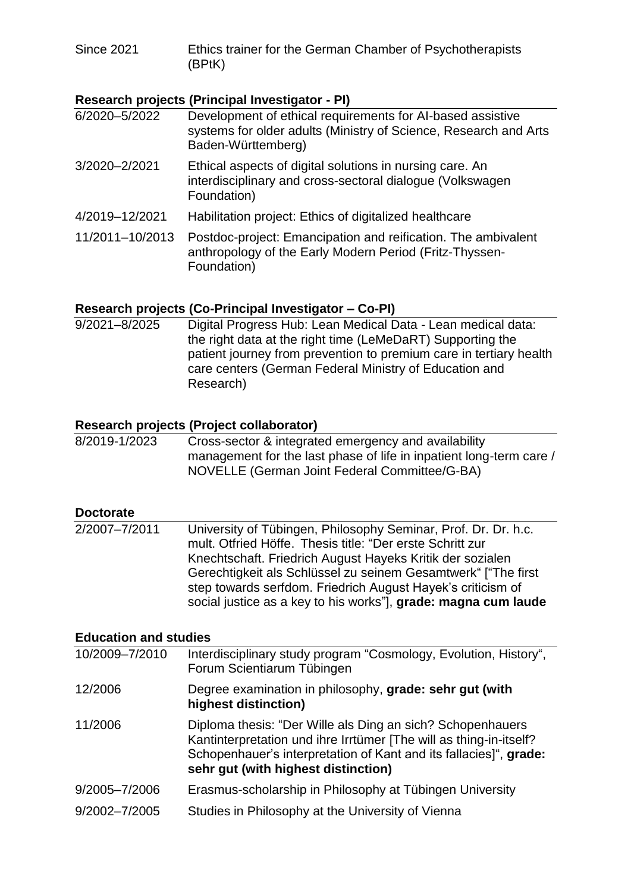| | |
|---|---|
| Since 2021 | Ethics trainer for the German Chamber of Psychotherapists (BPtK) |

### Research projects (Principal Investigator - PI)

| | |
|---|---|
| 6/2020–5/2022 | Development of ethical requirements for AI-based assistive systems for older adults (Ministry of Science, Research and Arts Baden-Württemberg) |
| 3/2020–2/2021 | Ethical aspects of digital solutions in nursing care. An interdisciplinary and cross-sectoral dialogue (Volkswagen Foundation) |
| 4/2019–12/2021 | Habilitation project: Ethics of digitalized healthcare |
| 11/2011–10/2013 | Postdoc-project: Emancipation and reification. The ambivalent anthropology of the Early Modern Period (Fritz-Thyssen-Foundation) |

### Research projects (Co-Principal Investigator – Co-PI)

| | |
|---|---|
| 9/2021–8/2025 | Digital Progress Hub: Lean Medical Data - Lean medical data: the right data at the right time (LeMeDaRT) Supporting the patient journey from prevention to premium care in tertiary health care centers (German Federal Ministry of Education and Research) |

### Research projects (Project collaborator)

| | |
|---|---|
| 8/2019-1/2023 | Cross-sector & integrated emergency and availability management for the last phase of life in inpatient long-term care / NOVELLE (German Joint Federal Committee/G-BA) |

### Doctorate

| | |
|---|---|
| 2/2007–7/2011 | University of Tübingen, Philosophy Seminar, Prof. Dr. Dr. h.c. mult. Otfried Höffe. Thesis title: “Der erste Schritt zur Knechtschaft. Friedrich August Hayeks Kritik der sozialen Gerechtigkeit als Schlüssel zu seinem Gesamtwerk“ ["The first step towards serfdom. Friedrich August Hayek’s criticism of social justice as a key to his works”], **grade: magna cum laude** |

### Education and studies

| | |
|---|---|
| 10/2009–7/2010 | Interdisciplinary study program “Cosmology, Evolution, History“, Forum Scientiarum Tübingen |
| 12/2006 | Degree examination in philosophy, **grade: sehr gut (with highest distinction)** |
| 11/2006 | Diploma thesis: “Der Wille als Ding an sich? Schopenhauers Kantinterpretation und ihre Irrtümer [The will as thing-in-itself? Schopenhauer’s interpretation of Kant and its fallacies]“, **grade: sehr gut (with highest distinction)** |
| 9/2005–7/2006 | Erasmus-scholarship in Philosophy at Tübingen University |
| 9/2002–7/2005 | Studies in Philosophy at the University of Vienna |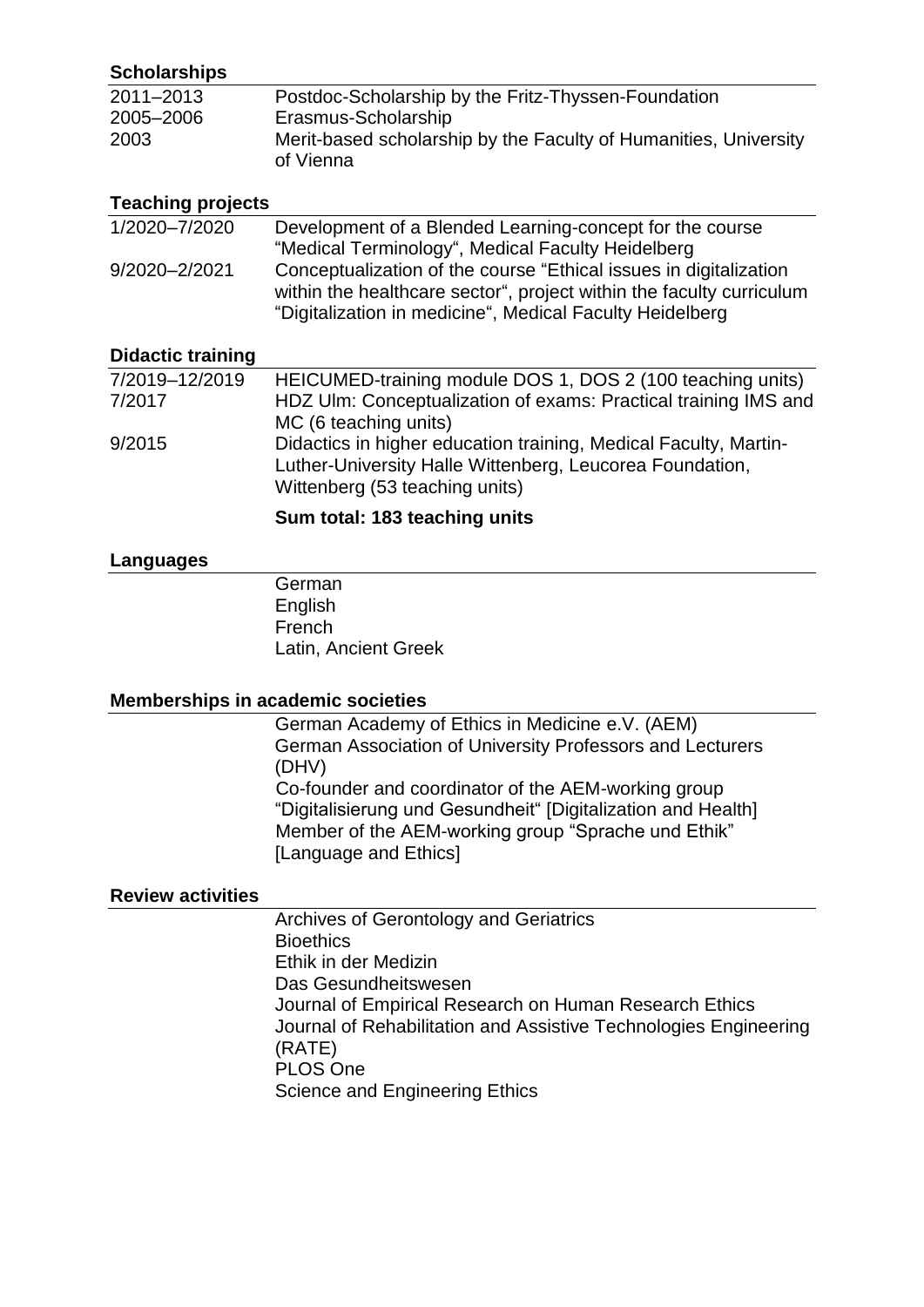## Scholarships

| | |
|---|---|
| 2011–2013 | Postdoc-Scholarship by the Fritz-Thyssen-Foundation |
| 2005–2006 | Erasmus-Scholarship |
| 2003 | Merit-based scholarship by the Faculty of Humanities, University of Vienna |

## Teaching projects

| | |
|---|---|
| 1/2020–7/2020 | Development of a Blended Learning-concept for the course “Medical Terminology“, Medical Faculty Heidelberg |
| 9/2020–2/2021 | Conceptualization of the course “Ethical issues in digitalization within the healthcare sector“, project within the faculty curriculum “Digitalization in medicine“, Medical Faculty Heidelberg |

## Didactic training

| | |
|---|---|
| 7/2019–12/2019 | HEICUMED-training module DOS 1, DOS 2 (100 teaching units) |
| 7/2017 | HDZ Ulm: Conceptualization of exams: Practical training IMS and MC (6 teaching units) |
| 9/2015 | Didactics in higher education training, Medical Faculty, Martin-Luther-University Halle Wittenberg, Leucorea Foundation, Wittenberg (53 teaching units) |
| | **Sum total: 183 teaching units** |

## Languages

German
English
French
Latin, Ancient Greek

## Memberships in academic societies

German Academy of Ethics in Medicine e.V. (AEM)
German Association of University Professors and Lecturers (DHV)
Co-founder and coordinator of the AEM-working group “Digitalisierung und Gesundheit“ [Digitalization and Health]
Member of the AEM-working group “Sprache und Ethik” [Language and Ethics]

## Review activities

Archives of Gerontology and Geriatrics
Bioethics
Ethik in der Medizin
Das Gesundheitswesen
Journal of Empirical Research on Human Research Ethics
Journal of Rehabilitation and Assistive Technologies Engineering (RATE)
PLOS One
Science and Engineering Ethics